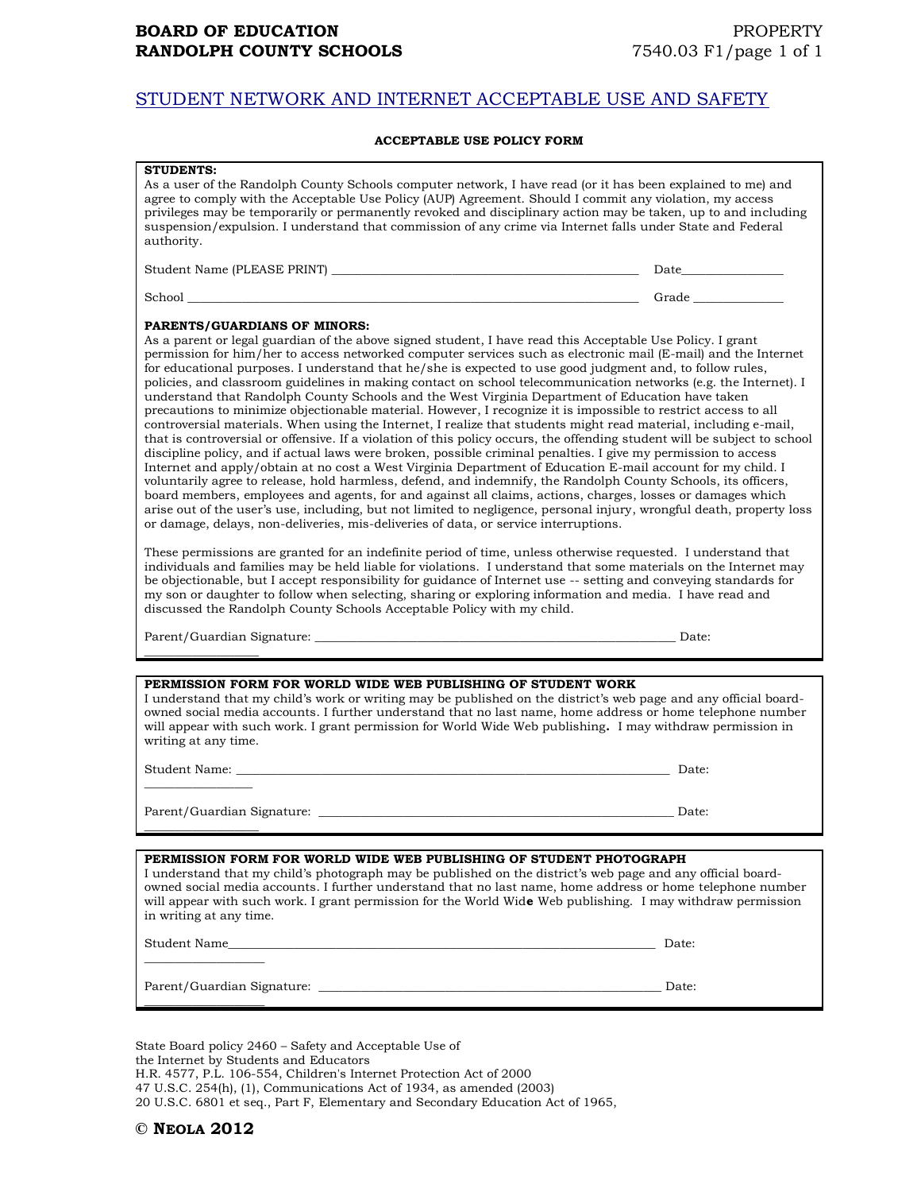**BOARD OF EDUCATION**
**RANDOLPH COUNTY SCHOOLS**

PROPERTY
7540.03 F1

## STUDENT NETWORK AND INTERNET ACCEPTABLE USE AND SAFETY

### ACCEPTABLE USE POLICY FORM

**STUDENTS:**
As a user of the Randolph County Schools computer network, I have read (or it has been explained to me) and agree to comply with the Acceptable Use Policy (AUP) Agreement. Should I commit any violation, my access privileges may be temporarily or permanently revoked and disciplinary action may be taken, up to and including suspension/expulsion. I understand that commission of any crime via Internet falls under State and Federal authority.

Student Name (PLEASE PRINT) ________________________________________________ Date________________

School __________________________________________________________________________ Grade ______________

**PARENTS/GUARDIANS OF MINORS:**
As a parent or legal guardian of the above signed student, I have read this Acceptable Use Policy. I grant permission for him/her to access networked computer services such as electronic mail (E-mail) and the Internet for educational purposes. I understand that he/she is expected to use good judgment and, to follow rules, policies, and classroom guidelines in making contact on school telecommunication networks (e.g. the Internet). I understand that Randolph County Schools and the West Virginia Department of Education have taken precautions to minimize objectionable material. However, I recognize it is impossible to restrict access to all controversial materials. When using the Internet, I realize that students might read material, including e-mail, that is controversial or offensive. If a violation of this policy occurs, the offending student will be subject to school discipline policy, and if actual laws were broken, possible criminal penalties. I give my permission to access Internet and apply/obtain at no cost a West Virginia Department of Education E-mail account for my child. I voluntarily agree to release, hold harmless, defend, and indemnify, the Randolph County Schools, its officers, board members, employees and agents, for and against all claims, actions, charges, losses or damages which arise out of the user's use, including, but not limited to negligence, personal injury, wrongful death, property loss or damage, delays, non-deliveries, mis-deliveries of data, or service interruptions.

These permissions are granted for an indefinite period of time, unless otherwise requested. I understand that individuals and families may be held liable for violations. I understand that some materials on the Internet may be objectionable, but I accept responsibility for guidance of Internet use -- setting and conveying standards for my son or daughter to follow when selecting, sharing or exploring information and media. I have read and discussed the Randolph County Schools Acceptable Policy with my child.

Parent/Guardian Signature: ___________________________________________________________ Date: ___________________

**PERMISSION FORM FOR WORLD WIDE WEB PUBLISHING OF STUDENT WORK**
I understand that my child's work or writing may be published on the district's web page and any official board-owned social media accounts. I further understand that no last name, home address or home telephone number will appear with such work. I grant permission for World Wide Web publishing**.** I may withdraw permission in writing at any time.

Student Name: _______________________________________________________________________ Date: _________________

Parent/Guardian Signature: ___________________________________________________________ Date: ___________________

**PERMISSION FORM FOR WORLD WIDE WEB PUBLISHING OF STUDENT PHOTOGRAPH**
I understand that my child's photograph may be published on the district's web page and any official board-owned social media accounts. I further understand that no last name, home address or home telephone number will appear with such work. I grant permission for the World Wid**e** Web publishing. I may withdraw permission in writing at any time.

Student Name________________________________________________________________________ Date: ___________________

Parent/Guardian Signature: ___________________________________________________________ Date: ___________________

State Board policy 2460 – Safety and Acceptable Use of the Internet by Students and Educators
H.R. 4577, P.L. 106-554, Children's Internet Protection Act of 2000
47 U.S.C. 254(h), (1), Communications Act of 1934, as amended (2003)
20 U.S.C. 6801 et seq., Part F, Elementary and Secondary Education Act of 1965,

© **NEOLA 2012**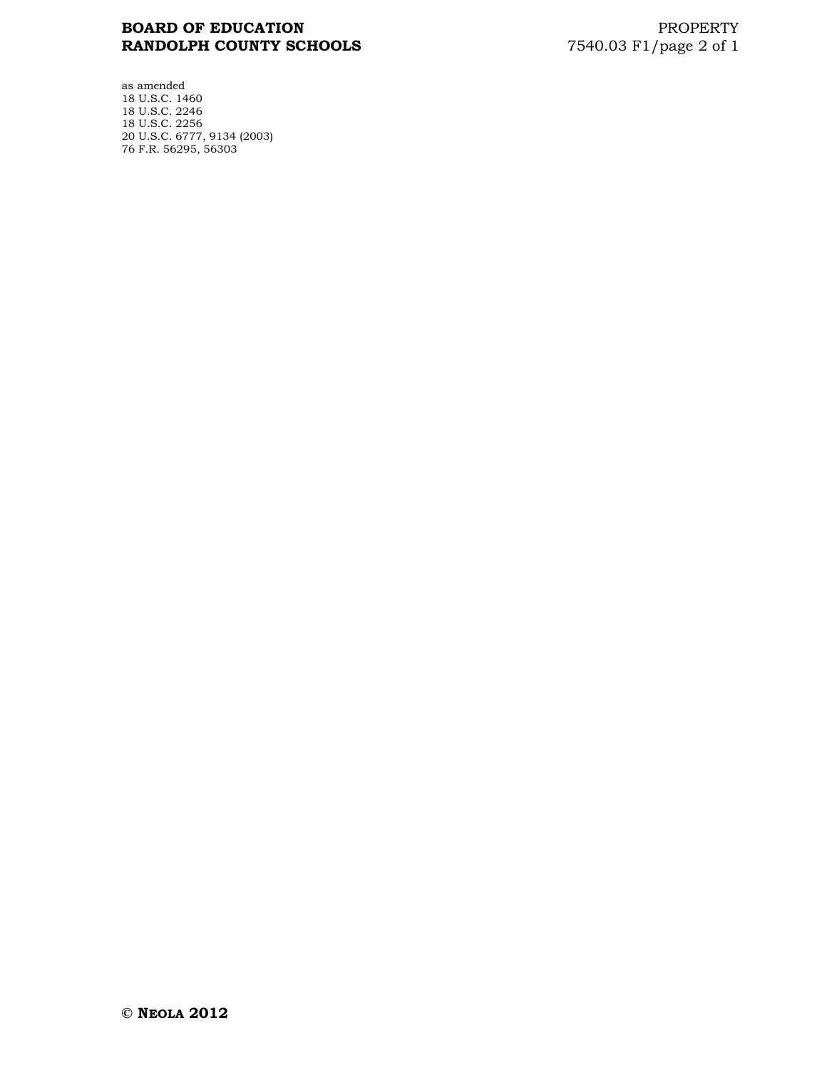as amended
18 U.S.C. 1460
18 U.S.C. 2246
18 U.S.C. 2256
20 U.S.C. 6777, 9134 (2003)
76 F.R. 56295, 56303